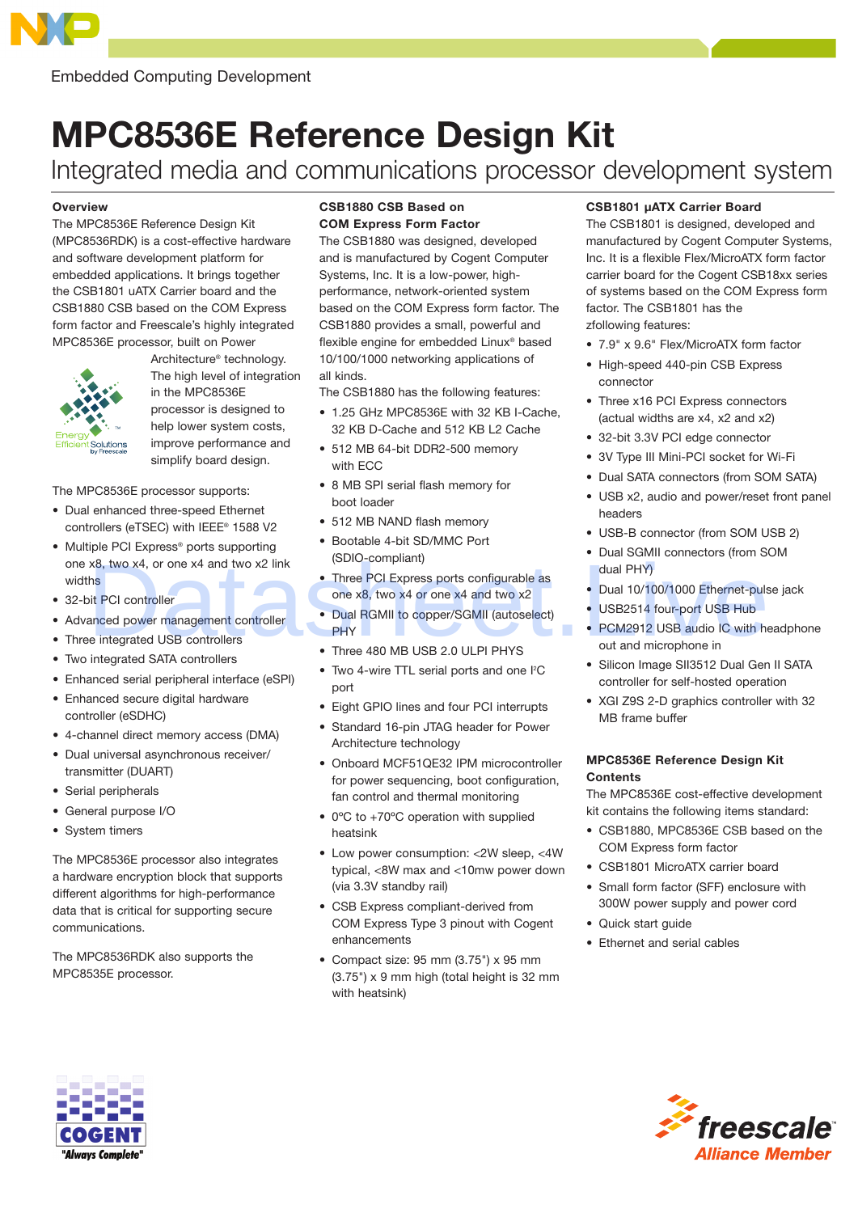Embedded Computing Development

# MPC8536E Reference Design Kit

## Integrated media and communications processor development system

### Overview

The MPC8536E Reference Design Kit (MPC8536RDK) is a cost-effective hardware and software development platform for embedded applications. It brings together the CSB1801 uATX Carrier board and the CSB1880 CSB based on the COM Express form factor and Freescale's highly integrated MPC8536E processor, built on Power Architecture® technology. The high level of integration in the MPC8536E processor is designed to help lower system costs, improve performance and simplify board design.

The MPC8536E processor supports:

- Dual enhanced three-speed Ethernet controllers (eTSEC) with IEEE® 1588 V2
- Multiple PCI Express® ports supporting one x8, two x4, or one x4 and two x2 link widths
- 32-bit PCI controller
- Advanced power management controller
- Three integrated USB controllers
- Two integrated SATA controllers
- Enhanced serial peripheral interface (eSPI)
- Enhanced secure digital hardware controller (eSDHC)
- 4-channel direct memory access (DMA)
- Dual universal asynchronous receiver/transmitter (DUART)
- Serial peripherals
- General purpose I/O
- System timers

The MPC8536E processor also integrates a hardware encryption block that supports different algorithms for high-performance data that is critical for supporting secure communications.

The MPC8536RDK also supports the MPC8535E processor.

### CSB1880 CSB Based on COM Express Form Factor

The CSB1880 was designed, developed and is manufactured by Cogent Computer Systems, Inc. It is a low-power, high-performance, network-oriented system based on the COM Express form factor. The CSB1880 provides a small, powerful and flexible engine for embedded Linux® based 10/100/1000 networking applications of all kinds.

The CSB1880 has the following features:

- 1.25 GHz MPC8536E with 32 KB I-Cache, 32 KB D-Cache and 512 KB L2 Cache
- 512 MB 64-bit DDR2-500 memory with ECC
- 8 MB SPI serial flash memory for boot loader
- 512 MB NAND flash memory
- Bootable 4-bit SD/MMC Port (SDIO-compliant)
- Three PCI Express ports configurable as one x8, two x4 or one x4 and two x2
- Dual RGMII to copper/SGMII (autoselect) PHY
- Three 480 MB USB 2.0 ULPI PHYS
- Two 4-wire TTL serial ports and one I²C port
- Eight GPIO lines and four PCI interrupts
- Standard 16-pin JTAG header for Power Architecture technology
- Onboard MCF51QE32 IPM microcontroller for power sequencing, boot configuration, fan control and thermal monitoring
- 0ºC to +70ºC operation with supplied heatsink
- Low power consumption: <2W sleep, <4W typical, <8W max and <10mw power down (via 3.3V standby rail)
- CSB Express compliant-derived from COM Express Type 3 pinout with Cogent enhancements
- Compact size: 95 mm (3.75") x 95 mm (3.75") x 9 mm high (total height is 32 mm with heatsink)

### CSB1801 µATX Carrier Board

The CSB1801 is designed, developed and manufactured by Cogent Computer Systems, Inc. It is a flexible Flex/MicroATX form factor carrier board for the Cogent CSB18xx series of systems based on the COM Express form factor. The CSB1801 has the zfollowing features:

- 7.9" x 9.6" Flex/MicroATX form factor
- High-speed 440-pin CSB Express connector
- Three x16 PCI Express connectors (actual widths are x4, x2 and x2)
- 32-bit 3.3V PCI edge connector
- 3V Type III Mini-PCI socket for Wi-Fi
- Dual SATA connectors (from SOM SATA)
- USB x2, audio and power/reset front panel headers
- USB-B connector (from SOM USB 2)
- Dual SGMII connectors (from SOM dual PHY)
- Dual 10/100/1000 Ethernet-pulse jack
- USB2514 four-port USB Hub
- PCM2912 USB audio IC with headphone out and microphone in
- Silicon Image SII3512 Dual Gen II SATA controller for self-hosted operation
- XGI Z9S 2-D graphics controller with 32 MB frame buffer

### MPC8536E Reference Design Kit Contents

The MPC8536E cost-effective development kit contains the following items standard:

- CSB1880, MPC8536E CSB based on the COM Express form factor
- CSB1801 MicroATX carrier board
- Small form factor (SFF) enclosure with 300W power supply and power cord
- Quick start guide
- Ethernet and serial cables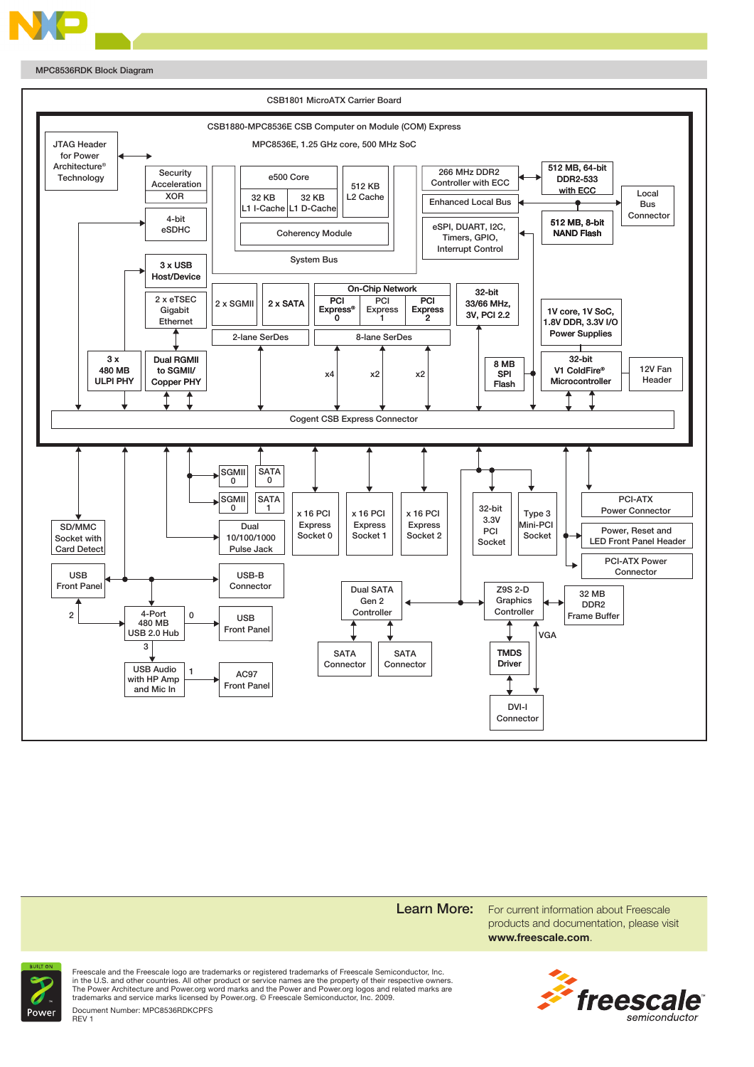MPC8536RDK Block Diagram

CSB1801 MicroATX Carrier Board

CSB1880-MPC8536E CSB Computer on Module (COM) Express

MPC8536E, 1.25 GHz core, 500 MHz SoC

JTAG Header for Power Architecture® Technology

Security Acceleration

XOR

e500 Core

32 KB L1 I-Cache

32 KB L1 D-Cache

512 KB L2 Cache

Coherency Module

System Bus

266 MHz DDR2 Controller with ECC

512 MB, 64-bit DDR2-533 with ECC

Enhanced Local Bus

Local Bus Connector

512 MB, 8-bit NAND Flash

eSPI, DUART, I2C, Timers, GPIO, Interrupt Control

4-bit eSDHC

3 x USB Host/Device

2 x eTSEC Gigabit Ethernet

2 x SGMII

2 x SATA

On-Chip Network

PCI Express® 0

PCI Express 1

PCI Express 2

32-bit 33/66 MHz, 3V, PCI 2.2

1V core, 1V SoC, 1.8V DDR, 3.3V I/O Power Supplies

2-lane SerDes

8-lane SerDes

3 x 480 MB ULPI PHY

Dual RGMII to SGMII/ Copper PHY

x4

x2

x2

8 MB SPI Flash

32-bit V1 ColdFire® Microcontroller

12V Fan Header

Cogent CSB Express Connector

SGMII 0

SATA 0

SGMII 0

SATA 1

Dual 10/100/1000 Pulse Jack

x 16 PCI Express Socket 0

x 16 PCI Express Socket 1

x 16 PCI Express Socket 2

32-bit 3.3V PCI Socket

Type 3 Mini-PCI Socket

PCI-ATX Power Connector

Power, Reset and LED Front Panel Header

PCI-ATX Power Connector

SD/MMC Socket with Card Detect

USB Front Panel

USB-B Connector

Dual SATA Gen 2 Controller

Z9S 2-D Graphics Controller

32 MB DDR2 Frame Buffer

2

4-Port 480 MB USB 2.0 Hub

0

USB Front Panel

3

VGA

SATA Connector

SATA Connector

TMDS Driver

USB Audio with HP Amp and Mic In

1

AC97 Front Panel

DVI-I Connector

**Learn More:** For current information about Freescale products and documentation, please visit **www.freescale.com**.

Freescale and the Freescale logo are trademarks or registered trademarks of Freescale Semiconductor, Inc. in the U.S. and other countries. All other product or service names are the property of their respective owners. The Power Architecture and Power.org word marks and the Power and Power.org logos and related marks are trademarks and service marks licensed by Power.org. © Freescale Semiconductor, Inc. 2009.

Document Number: MPC8536RDKCPFS
REV 1